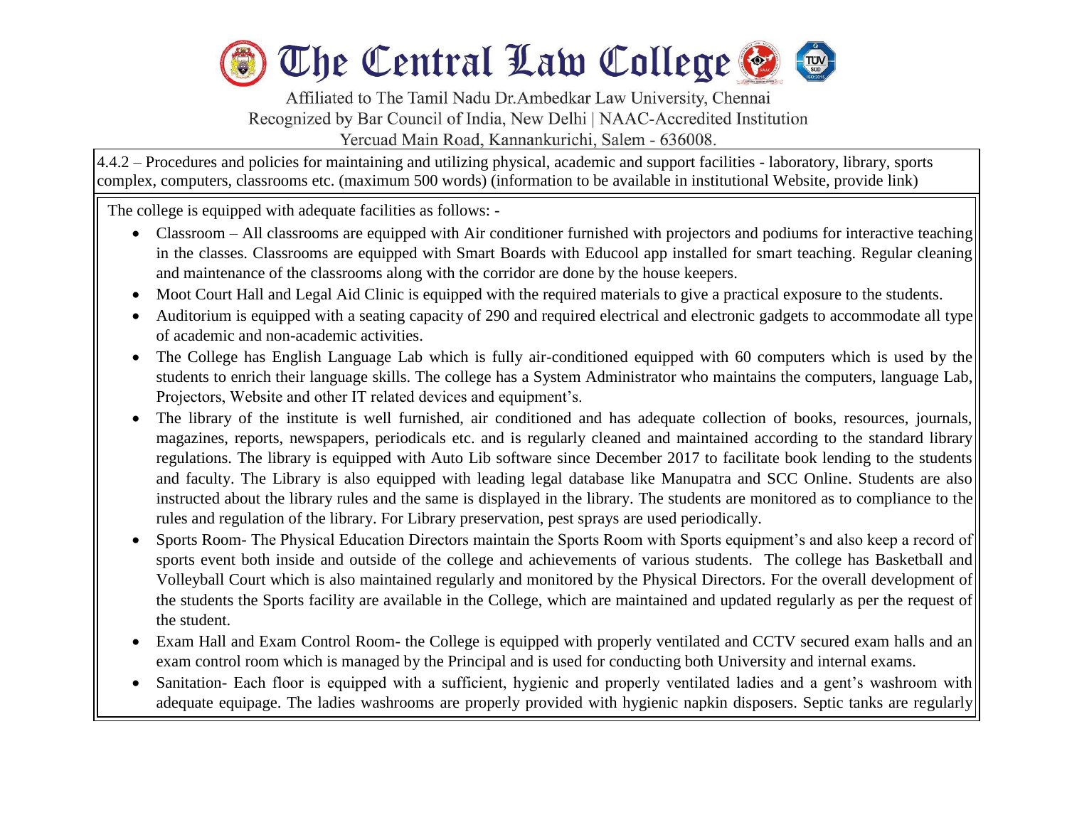# The Central Law College

Affiliated to The Tamil Nadu Dr.Ambedkar Law University, Chennai
Recognized by Bar Council of India, New Delhi | NAAC-Accredited Institution
Yercuad Main Road, Kannankurichi, Salem - 636008.

4.4.2 – Procedures and policies for maintaining and utilizing physical, academic and support facilities - laboratory, library, sports complex, computers, classrooms etc. (maximum 500 words) (information to be available in institutional Website, provide link)

The college is equipped with adequate facilities as follows: -

- Classroom – All classrooms are equipped with Air conditioner furnished with projectors and podiums for interactive teaching in the classes. Classrooms are equipped with Smart Boards with Educool app installed for smart teaching. Regular cleaning and maintenance of the classrooms along with the corridor are done by the house keepers.
- Moot Court Hall and Legal Aid Clinic is equipped with the required materials to give a practical exposure to the students.
- Auditorium is equipped with a seating capacity of 290 and required electrical and electronic gadgets to accommodate all type of academic and non-academic activities.
- The College has English Language Lab which is fully air-conditioned equipped with 60 computers which is used by the students to enrich their language skills. The college has a System Administrator who maintains the computers, language Lab, Projectors, Website and other IT related devices and equipment's.
- The library of the institute is well furnished, air conditioned and has adequate collection of books, resources, journals, magazines, reports, newspapers, periodicals etc. and is regularly cleaned and maintained according to the standard library regulations. The library is equipped with Auto Lib software since December 2017 to facilitate book lending to the students and faculty. The Library is also equipped with leading legal database like Manupatra and SCC Online. Students are also instructed about the library rules and the same is displayed in the library. The students are monitored as to compliance to the rules and regulation of the library. For Library preservation, pest sprays are used periodically.
- Sports Room- The Physical Education Directors maintain the Sports Room with Sports equipment's and also keep a record of sports event both inside and outside of the college and achievements of various students. The college has Basketball and Volleyball Court which is also maintained regularly and monitored by the Physical Directors. For the overall development of the students the Sports facility are available in the College, which are maintained and updated regularly as per the request of the student.
- Exam Hall and Exam Control Room- the College is equipped with properly ventilated and CCTV secured exam halls and an exam control room which is managed by the Principal and is used for conducting both University and internal exams.
- Sanitation- Each floor is equipped with a sufficient, hygienic and properly ventilated ladies and a gent's washroom with adequate equipage. The ladies washrooms are properly provided with hygienic napkin disposers. Septic tanks are regularly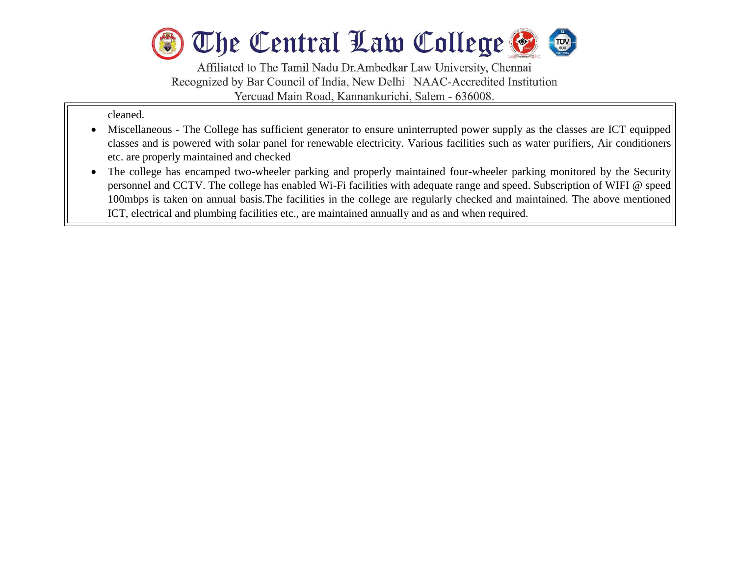cleaned.

- Miscellaneous - The College has sufficient generator to ensure uninterrupted power supply as the classes are ICT equipped classes and is powered with solar panel for renewable electricity. Various facilities such as water purifiers, Air conditioners etc. are properly maintained and checked
- The college has encamped two-wheeler parking and properly maintained four-wheeler parking monitored by the Security personnel and CCTV. The college has enabled Wi-Fi facilities with adequate range and speed. Subscription of WIFI @ speed 100mbps is taken on annual basis.The facilities in the college are regularly checked and maintained. The above mentioned ICT, electrical and plumbing facilities etc., are maintained annually and as and when required.